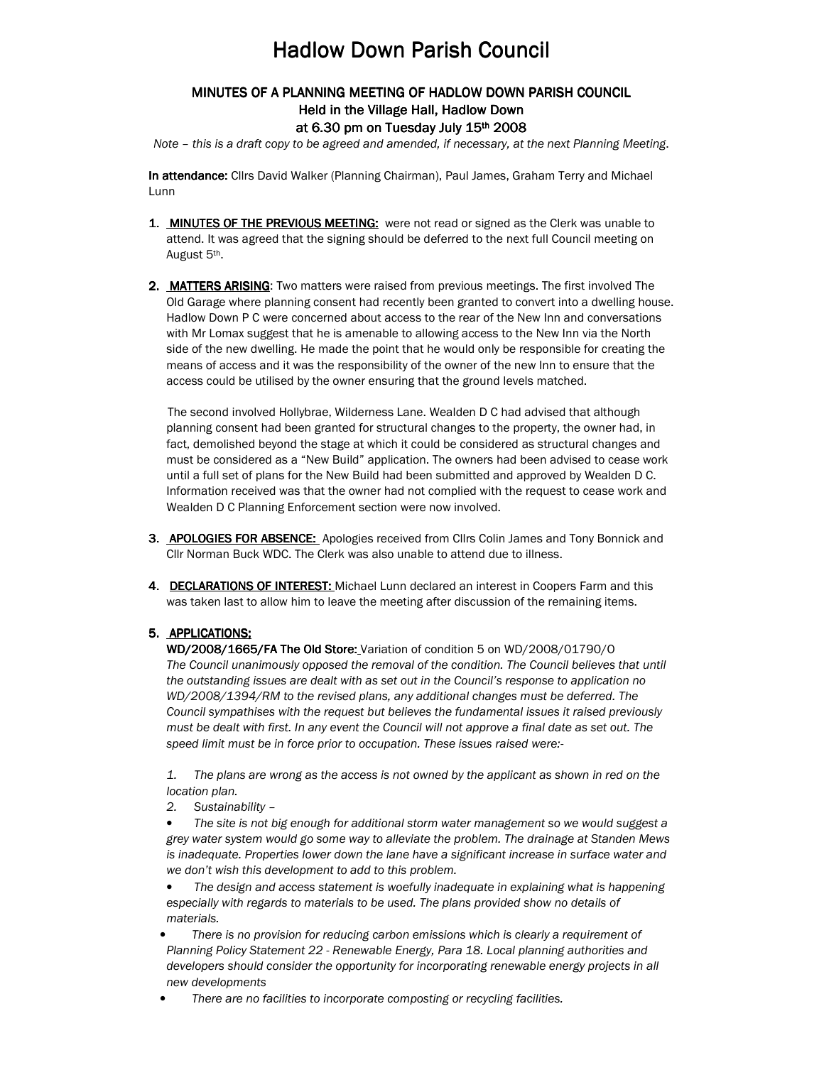# Hadlow Down Parish Council

## MINUTES OF A PLANNING MEETING OF HADLOW DOWN PARISH COUNCIL
## Held in the Village Hall, Hadlow Down
## at 6.30 pm on Tuesday July 15th 2008

*Note – this is a draft copy to be agreed and amended, if necessary, at the next Planning Meeting.*

**In attendance:** Cllrs David Walker (Planning Chairman), Paul James, Graham Terry and Michael Lunn

1. **MINUTES OF THE PREVIOUS MEETING:** were not read or signed as the Clerk was unable to attend. It was agreed that the signing should be deferred to the next full Council meeting on August 5th.

2. **MATTERS ARISING**: Two matters were raised from previous meetings. The first involved The Old Garage where planning consent had recently been granted to convert into a dwelling house. Hadlow Down P C were concerned about access to the rear of the New Inn and conversations with Mr Lomax suggest that he is amenable to allowing access to the New Inn via the North side of the new dwelling. He made the point that he would only be responsible for creating the means of access and it was the responsibility of the owner of the new Inn to ensure that the access could be utilised by the owner ensuring that the ground levels matched.

   The second involved Hollybrae, Wilderness Lane. Wealden D C had advised that although planning consent had been granted for structural changes to the property, the owner had, in fact, demolished beyond the stage at which it could be considered as structural changes and must be considered as a "New Build" application. The owners had been advised to cease work until a full set of plans for the New Build had been submitted and approved by Wealden D C. Information received was that the owner had not complied with the request to cease work and Wealden D C Planning Enforcement section were now involved.

3. **APOLOGIES FOR ABSENCE:** Apologies received from Cllrs Colin James and Tony Bonnick and Cllr Norman Buck WDC. The Clerk was also unable to attend due to illness.

4. **DECLARATIONS OF INTEREST:** Michael Lunn declared an interest in Coopers Farm and this was taken last to allow him to leave the meeting after discussion of the remaining items.

5. **APPLICATIONS:**

   **WD/2008/1665/FA The Old Store:** Variation of condition 5 on WD/2008/01790/O
   *The Council unanimously opposed the removal of the condition. The Council believes that until the outstanding issues are dealt with as set out in the Council's response to application no WD/2008/1394/RM to the revised plans, any additional changes must be deferred. The Council sympathises with the request but believes the fundamental issues it raised previously must be dealt with first. In any event the Council will not approve a final date as set out. The speed limit must be in force prior to occupation. These issues raised were:-*

   *1. The plans are wrong as the access is not owned by the applicant as shown in red on the location plan.*

   *2. Sustainability –*

   - *The site is not big enough for additional storm water management so we would suggest a grey water system would go some way to alleviate the problem. The drainage at Standen Mews is inadequate. Properties lower down the lane have a significant increase in surface water and we don't wish this development to add to this problem.*
   - *The design and access statement is woefully inadequate in explaining what is happening especially with regards to materials to be used. The plans provided show no details of materials.*
   - *There is no provision for reducing carbon emissions which is clearly a requirement of Planning Policy Statement 22 - Renewable Energy, Para 18. Local planning authorities and developers should consider the opportunity for incorporating renewable energy projects in all new developments*
   - *There are no facilities to incorporate composting or recycling facilities.*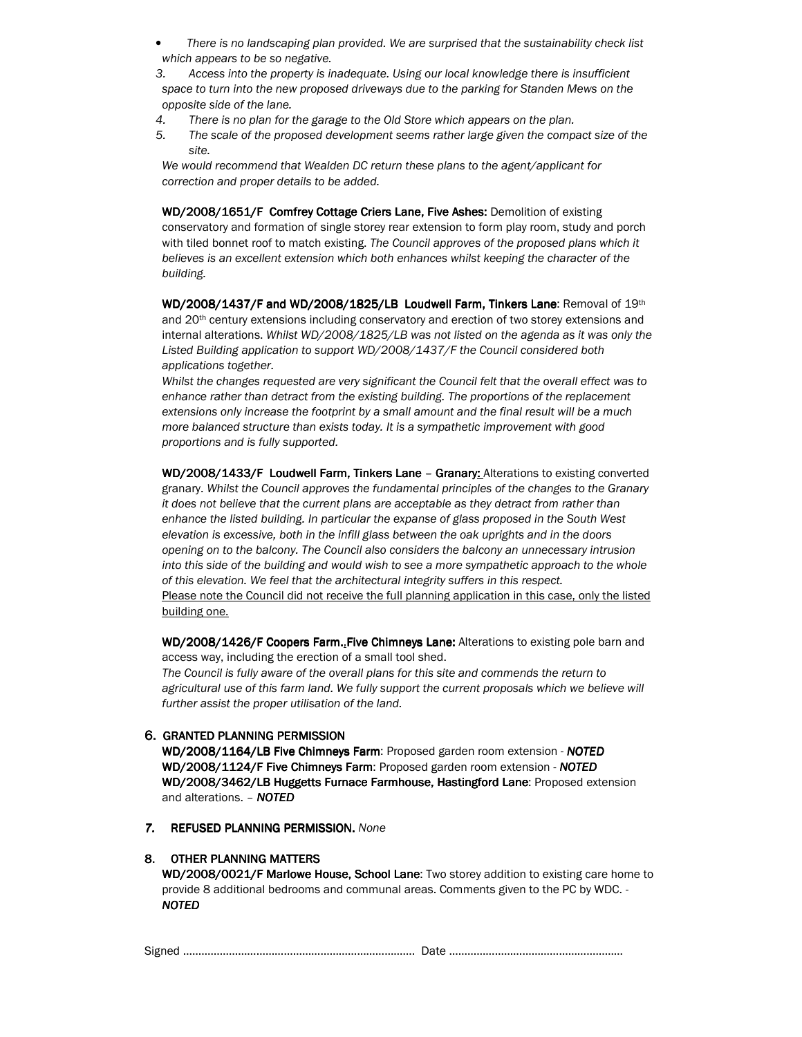- *There is no landscaping plan provided. We are surprised that the sustainability check list which appears to be so negative.*

3. *Access into the property is inadequate. Using our local knowledge there is insufficient space to turn into the new proposed driveways due to the parking for Standen Mews on the opposite side of the lane.*
4. *There is no plan for the garage to the Old Store which appears on the plan.*
5. *The scale of the proposed development seems rather large given the compact size of the site.*

*We would recommend that Wealden DC return these plans to the agent/applicant for correction and proper details to be added.*

**WD/2008/1651/F Comfrey Cottage Criers Lane, Five Ashes:** Demolition of existing conservatory and formation of single storey rear extension to form play room, study and porch with tiled bonnet roof to match existing. *The Council approves of the proposed plans which it believes is an excellent extension which both enhances whilst keeping the character of the building.*

**WD/2008/1437/F and WD/2008/1825/LB Loudwell Farm, Tinkers Lane**: Removal of 19th and 20th century extensions including conservatory and erection of two storey extensions and internal alterations. *Whilst WD/2008/1825/LB was not listed on the agenda as it was only the Listed Building application to support WD/2008/1437/F the Council considered both applications together.*

*Whilst the changes requested are very significant the Council felt that the overall effect was to enhance rather than detract from the existing building. The proportions of the replacement extensions only increase the footprint by a small amount and the final result will be a much more balanced structure than exists today. It is a sympathetic improvement with good proportions and is fully supported.*

**WD/2008/1433/F Loudwell Farm, Tinkers Lane – Granary:** Alterations to existing converted granary. *Whilst the Council approves the fundamental principles of the changes to the Granary it does not believe that the current plans are acceptable as they detract from rather than enhance the listed building. In particular the expanse of glass proposed in the South West elevation is excessive, both in the infill glass between the oak uprights and in the doors opening on to the balcony. The Council also considers the balcony an unnecessary intrusion into this side of the building and would wish to see a more sympathetic approach to the whole of this elevation. We feel that the architectural integrity suffers in this respect.*

<u>Please note the Council did not receive the full planning application in this case, only the listed building one.</u>

**WD/2008/1426/F Coopers Farm., Five Chimneys Lane:** Alterations to existing pole barn and access way, including the erection of a small tool shed.

*The Council is fully aware of the overall plans for this site and commends the return to agricultural use of this farm land. We fully support the current proposals which we believe will further assist the proper utilisation of the land.*

6. GRANTED PLANNING PERMISSION

**WD/2008/1164/LB Five Chimneys Farm**: Proposed garden room extension - ***NOTED***
**WD/2008/1124/F Five Chimneys Farm**: Proposed garden room extension - ***NOTED***
**WD/2008/3462/LB Huggetts Furnace Farmhouse, Hastingford Lane**: Proposed extension and alterations. – ***NOTED***

7. **REFUSED PLANNING PERMISSION.** *None*

8. OTHER PLANNING MATTERS

**WD/2008/0021/F Marlowe House, School Lane**: Two storey addition to existing care home to provide 8 additional bedrooms and communal areas. Comments given to the PC by WDC. - ***NOTED***

Signed ………………………………………………………………… Date …………………………………………………